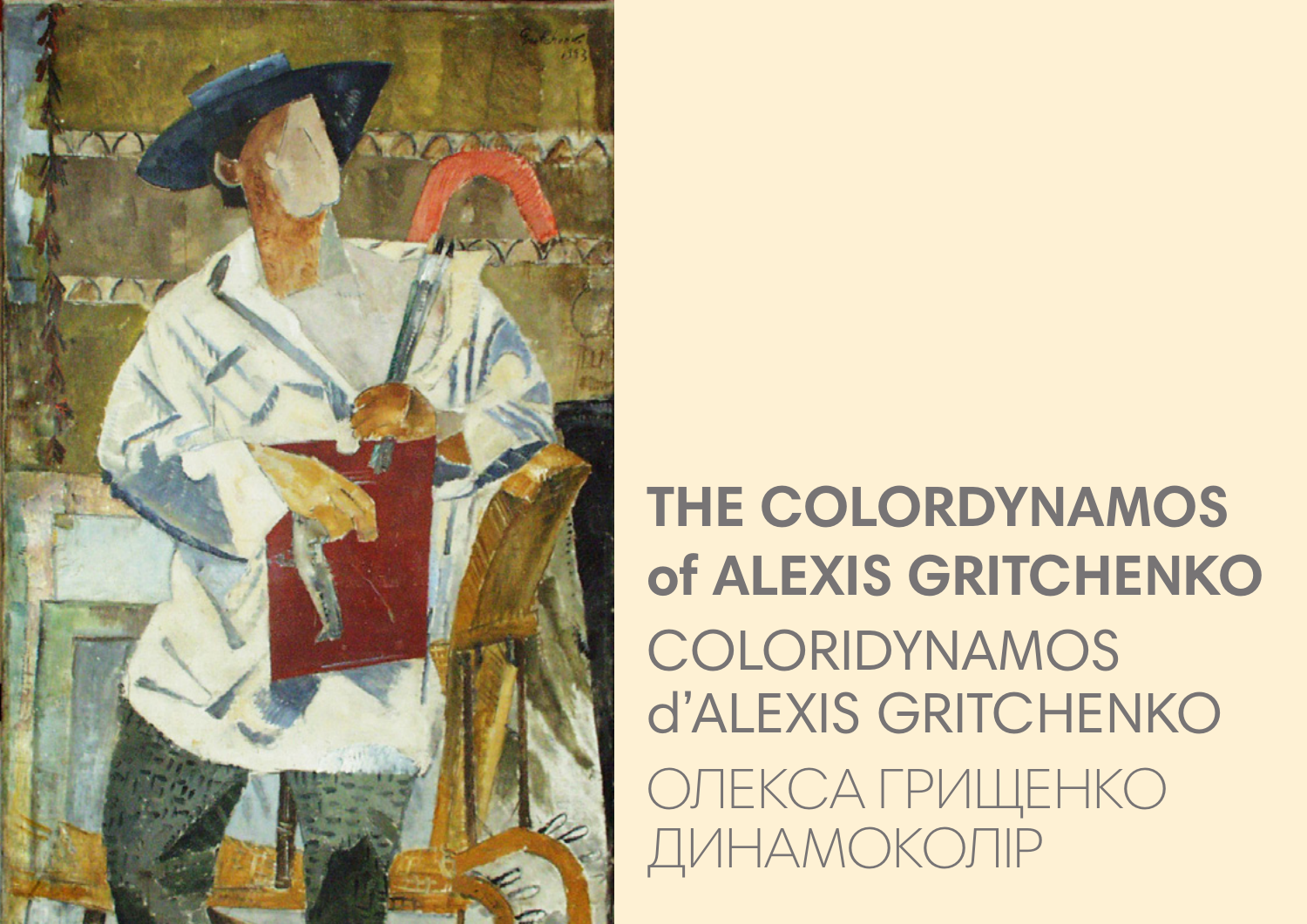# THE COLORDYNAMOS of ALEXIS GRITCHENKO

## COLORIDYNAMOS d'ALEXIS GRITCHENKO

## ОЛЕКСА ГРИЩЕНКО ДИНАМОКОЛІР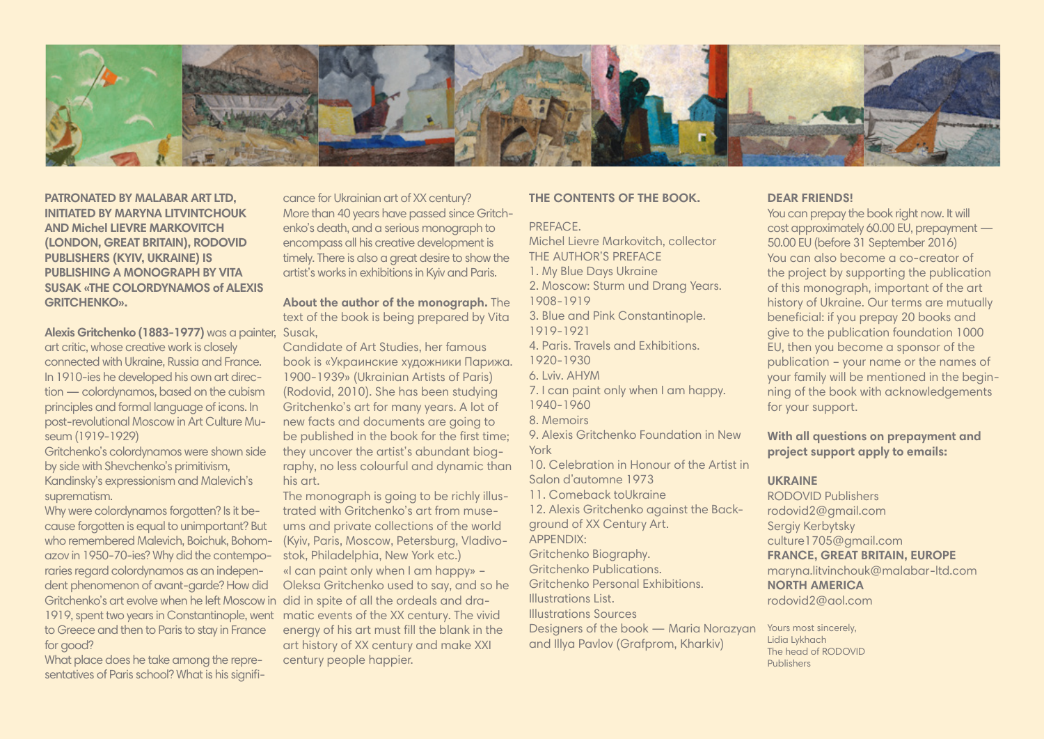**PATRONATED BY MALABAR ART LTD, INITIATED BY MARYNA LITVINTCHOUK AND Michel LIEVRE MARKOVITCH (LONDON, GREAT BRITAIN), RODOVID PUBLISHERS (KYIV, UKRAINE) IS PUBLISHING A MONOGRAPH BY VITA SUSAK «THE COLORDYNAMOS of ALEXIS GRITCHENKO».**

**Alexis Gritchenko (1883-1977)** was a painter, art critic, whose creative work is closely connected with Ukraine, Russia and France. In 1910-ies he developed his own art direction — colordynamos, based on the cubism principles and formal language of icons. In post-revolutional Moscow in Art Culture Museum (1919-1929)

Gritchenko's colordynamos were shown side by side with Shevchenko's primitivism, Kandinsky's expressionism and Malevich's suprematism.

Why were colordynamos forgotten? Is it because forgotten is equal to unimportant? But who remembered Malevich, Boichuk, Bohomazov in 1950-70-ies? Why did the contemporaries regard colordynamos as an independent phenomenon of avant-garde? How did Gritchenko's art evolve when he left Moscow in 1919, spent two years in Constantinople, went to Greece and then to Paris to stay in France for good?

What place does he take among the representatives of Paris school? What is his significance for Ukrainian art of XX century? More than 40 years have passed since Gritchenko's death, and a serious monograph to encompass all his creative development is timely. There is also a great desire to show the artist's works in exhibitions in Kyiv and Paris.

**About the author of the monograph.** The text of the book is being prepared by Vita Susak,

Candidate of Art Studies, her famous book is «Украинские художники Парижа. 1900-1939» (Ukrainian Artists of Paris) (Rodovid, 2010). She has been studying Gritchenko's art for many years. A lot of new facts and documents are going to be published in the book for the first time; they uncover the artist's abundant biography, no less colourful and dynamic than his art.

The monograph is going to be richly illustrated with Gritchenko's art from museums and private collections of the world (Kyiv, Paris, Moscow, Petersburg, Vladivostok, Philadelphia, New York etc.)

«I can paint only when I am happy» – Oleksa Gritchenko used to say, and so he did in spite of all the ordeals and dramatic events of the XX century. The vivid energy of his art must fill the blank in the art history of XX century and make XXI century people happier.

**THE CONTENTS OF THE BOOK.**

PREFACE.
Michel Lievre Markovitch, collector
THE AUTHOR'S PREFACE
1. My Blue Days Ukraine
2. Moscow: Sturm und Drang Years. 1908-1919
3. Blue and Pink Constantinople. 1919-1921
4. Paris. Travels and Exhibitions. 1920-1930
6. Lviv. АНУМ
7. I can paint only when I am happy. 1940-1960
8. Memoirs
9. Alexis Gritchenko Foundation in New York
10. Celebration in Honour of the Artist in Salon d'automne 1973
11. Comeback toUkraine
12. Alexis Gritchenko against the Background of XX Century Art.
APPENDIX:
Gritchenko Biography.
Gritchenko Publications.
Gritchenko Personal Exhibitions.
Illustrations List.
Illustrations Sources
Designers of the book — Maria Norazyan and Illya Pavlov (Grafprom, Kharkiv)

**DEAR FRIENDS!**

You can prepay the book right now. It will cost approximately 60.00 EU, prepayment — 50.00 EU (before 31 September 2016)

You can also become a co-creator of the project by supporting the publication of this monograph, important of the art history of Ukraine. Our terms are mutually beneficial: if you prepay 20 books and give to the publication foundation 1000 EU, then you become a sponsor of the publication – your name or the names of your family will be mentioned in the beginning of the book with acknowledgements for your support.

**With all questions on prepayment and project support apply to emails:**

**UKRAINE**
RODOVID Publishers
rodovid2@gmail.com
Sergiy Kerbytsky
culture1705@gmail.com

**FRANCE, GREAT BRITAIN, EUROPE**
maryna.litvinchouk@malabar-ltd.com

**NORTH AMERICA**
rodovid2@aol.com

Yours most sincerely,
Lidia Lykhach
The head of RODOVID Publishers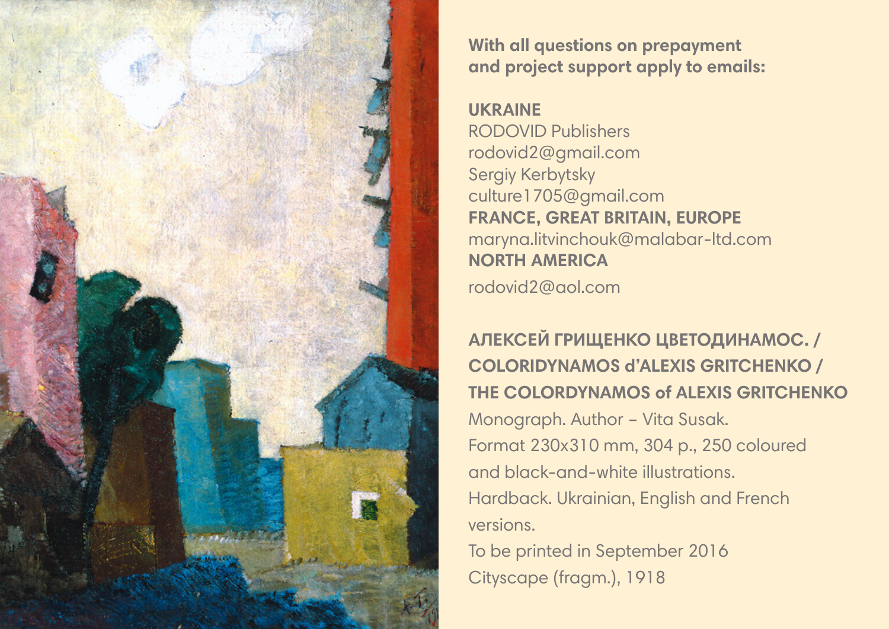**With all questions on prepayment and project support apply to emails:**

**UKRAINE**
RODOVID Publishers
rodovid2@gmail.com
Sergiy Kerbytsky
culture1705@gmail.com
**FRANCE, GREAT BRITAIN, EUROPE**
maryna.litvinchouk@malabar-ltd.com
**NORTH AMERICA**
rodovid2@aol.com

**АЛЕКСЕЙ ГРИЩЕНКО ЦВЕТОДИНАМОС. / COLORIDYNAMOS d'ALEXIS GRITCHENKO / THE COLORDYNAMOS of ALEXIS GRITCHENKO**

Monograph. Author – Vita Susak.
Format 230x310 mm, 304 p., 250 coloured and black-and-white illustrations.
Hardback. Ukrainian, English and French versions.
To be printed in September 2016
Cityscape (fragm.), 1918